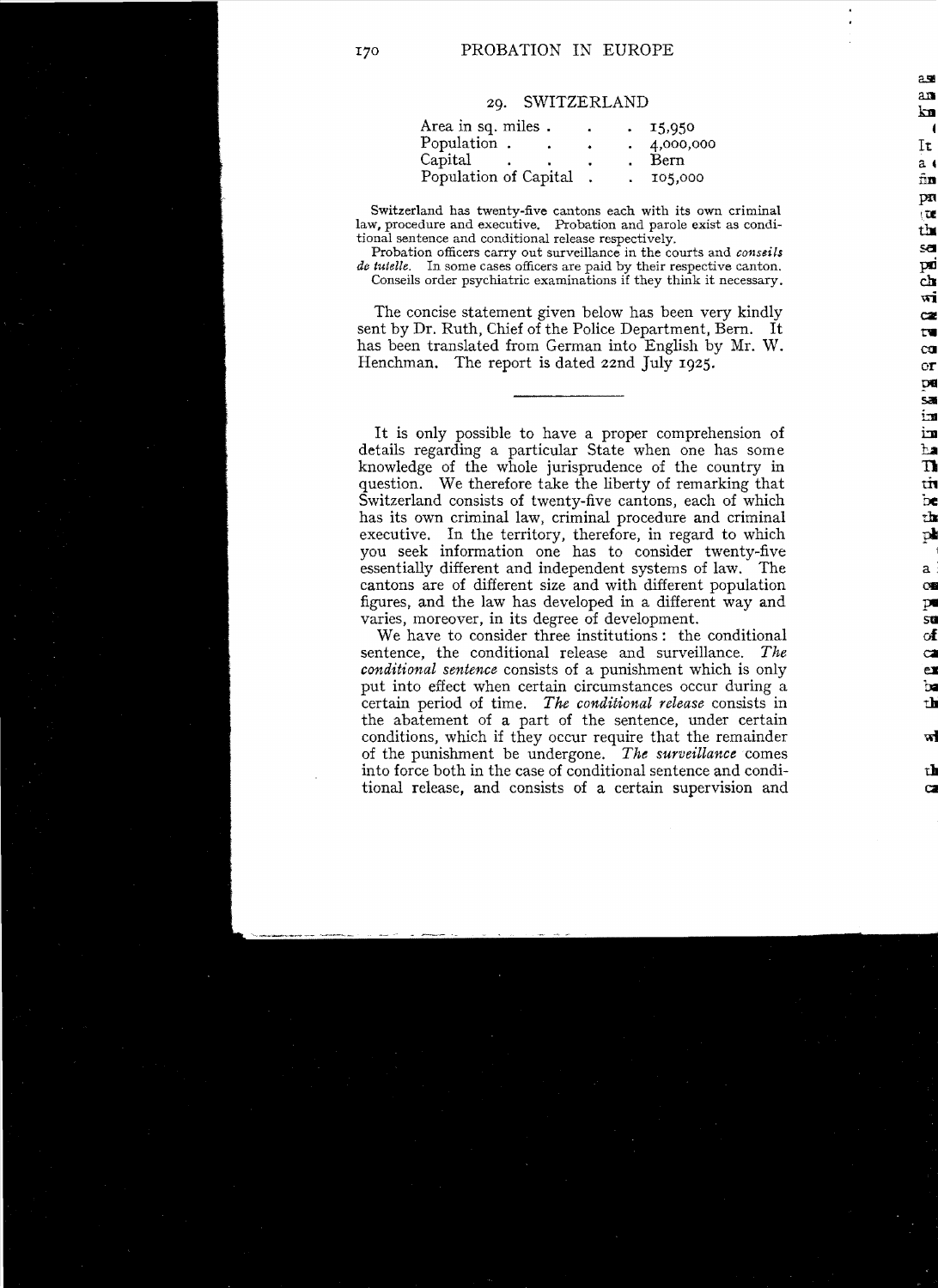## 29. SWITZERLAND

| | |
|---|---|
| Area in sq. miles | 15,950 |
| Population | 4,000,000 |
| Capital | Bern |
| Population of Capital | 105,000 |

Switzerland has twenty-five cantons each with its own criminal law, procedure and executive. Probation and parole exist as conditional sentence and conditional release respectively.

Probation officers carry out surveillance in the courts and *conseils de tutelle*. In some cases officers are paid by their respective canton. Conseils order psychiatric examinations if they think it necessary.

The concise statement given below has been very kindly sent by Dr. Ruth, Chief of the Police Department, Bern. It has been translated from German into English by Mr. W. Henchman. The report is dated 22nd July 1925.

---

It is only possible to have a proper comprehension of details regarding a particular State when one has some knowledge of the whole jurisprudence of the country in question. We therefore take the liberty of remarking that Switzerland consists of twenty-five cantons, each of which has its own criminal law, criminal procedure and criminal executive. In the territory, therefore, in regard to which you seek information one has to consider twenty-five essentially different and independent systems of law. The cantons are of different size and with different population figures, and the law has developed in a different way and varies, moreover, in its degree of development.

We have to consider three institutions: the conditional sentence, the conditional release and surveillance. *The conditional sentence* consists of a punishment which is only put into effect when certain circumstances occur during a certain period of time. *The conditional release* consists in the abatement of a part of the sentence, under certain conditions, which if they occur require that the remainder of the punishment be undergone. *The surveillance* comes into force both in the case of conditional sentence and conditional release, and consists of a certain supervision and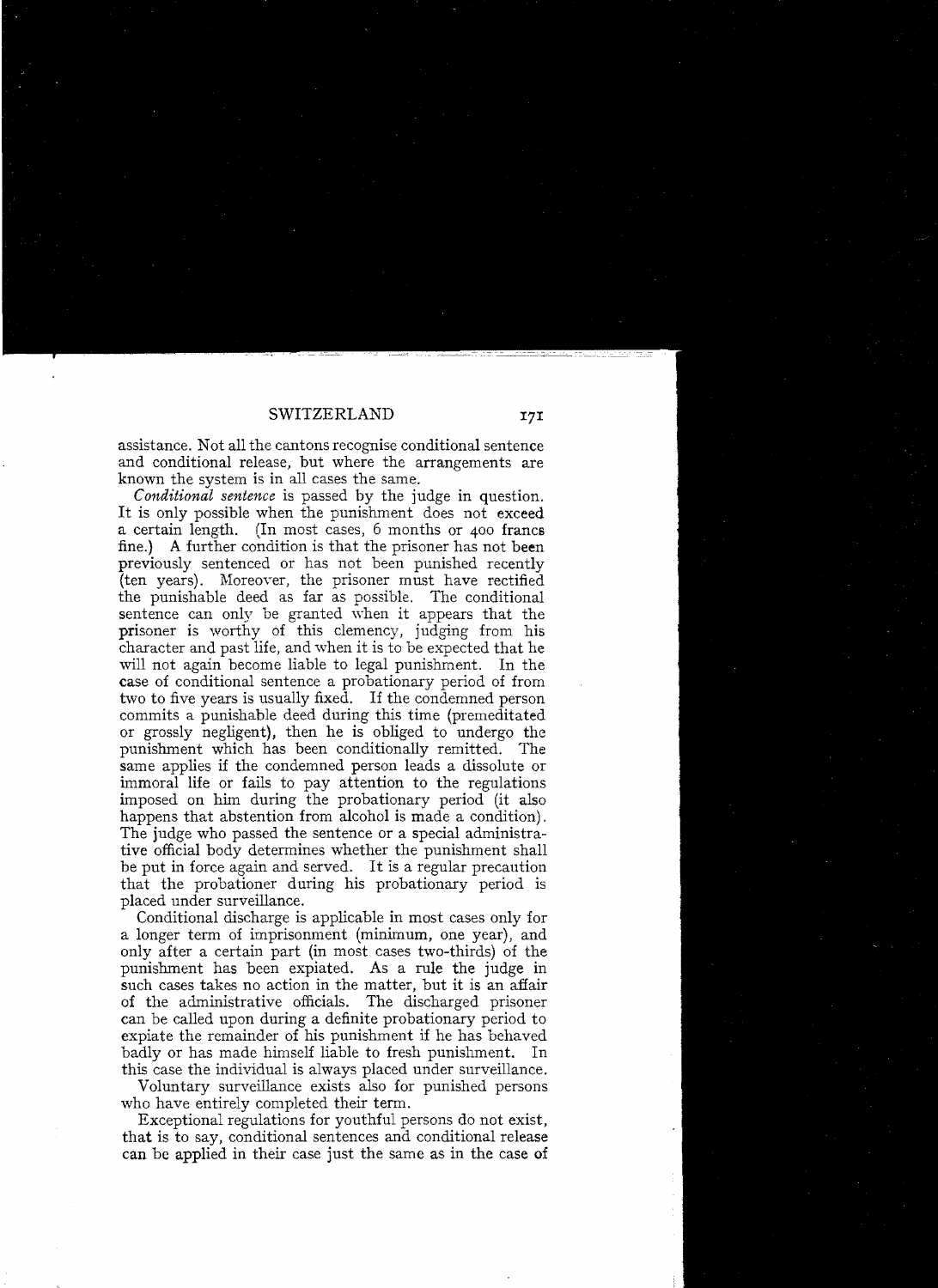assistance. Not all the cantons recognise conditional sentence and conditional release, but where the arrangements are known the system is in all cases the same.

*Conditional sentence* is passed by the judge in question. It is only possible when the punishment does not exceed a certain length. (In most cases, 6 months or 400 francs fine.) A further condition is that the prisoner has not been previously sentenced or has not been punished recently (ten years). Moreover, the prisoner must have rectified the punishable deed as far as possible. The conditional sentence can only be granted when it appears that the prisoner is worthy of this clemency, judging from his character and past life, and when it is to be expected that he will not again become liable to legal punishment. In the case of conditional sentence a probationary period of from two to five years is usually fixed. If the condemned person commits a punishable deed during this time (premeditated or grossly negligent), then he is obliged to undergo the punishment which has been conditionally remitted. The same applies if the condemned person leads a dissolute or immoral life or fails to pay attention to the regulations imposed on him during the probationary period (it also happens that abstention from alcohol is made a condition). The judge who passed the sentence or a special administrative official body determines whether the punishment shall be put in force again and served. It is a regular precaution that the probationer during his probationary period is placed under surveillance.

Conditional discharge is applicable in most cases only for a longer term of imprisonment (minimum, one year), and only after a certain part (in most cases two-thirds) of the punishment has been expiated. As a rule the judge in such cases takes no action in the matter, but it is an affair of the administrative officials. The discharged prisoner can be called upon during a definite probationary period to expiate the remainder of his punishment if he has behaved badly or has made himself liable to fresh punishment. In this case the individual is always placed under surveillance.

Voluntary surveillance exists also for punished persons who have entirely completed their term.

Exceptional regulations for youthful persons do not exist, that is to say, conditional sentences and conditional release can be applied in their case just the same as in the case of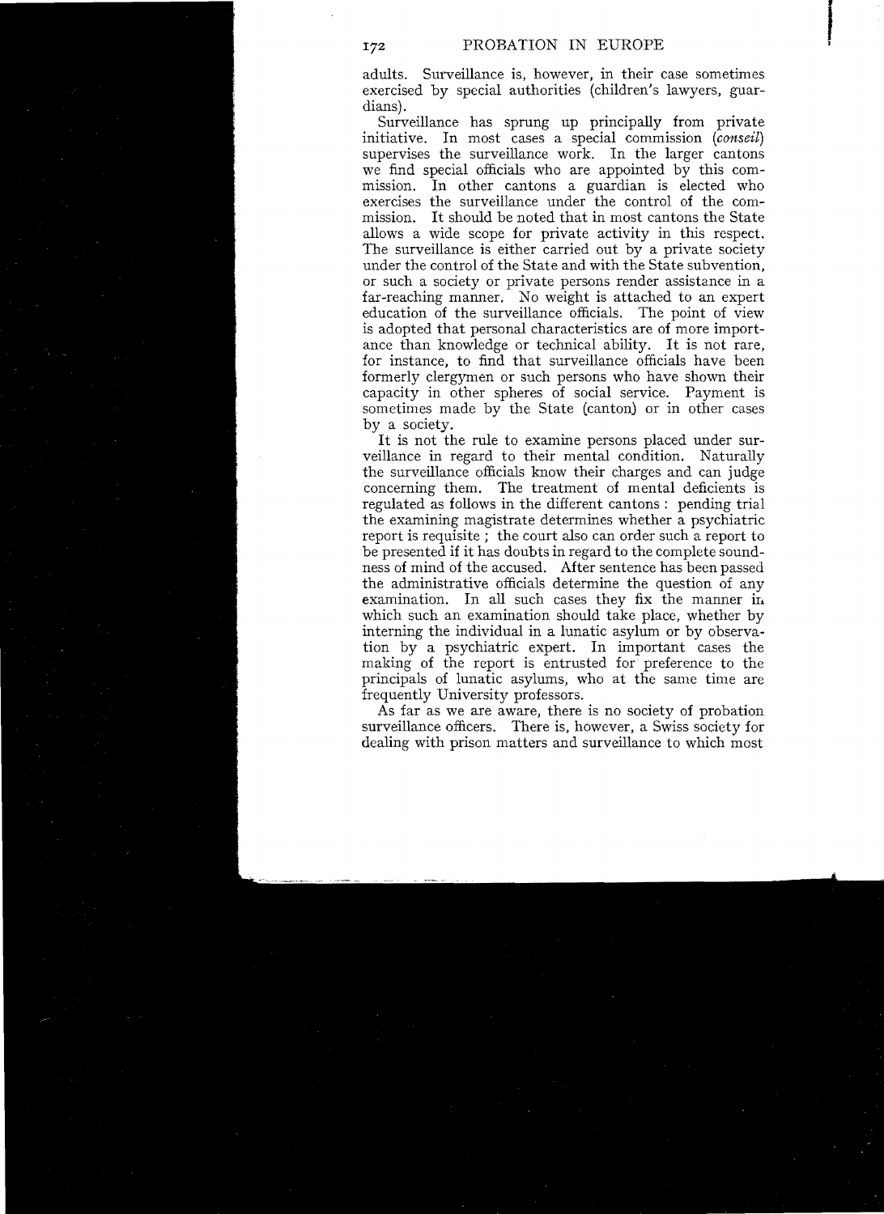adults. Surveillance is, however, in their case sometimes exercised by special authorities (children's lawyers, guardians).

Surveillance has sprung up principally from private initiative. In most cases a special commission (*conseil*) supervises the surveillance work. In the larger cantons we find special officials who are appointed by this commission. In other cantons a guardian is elected who exercises the surveillance under the control of the commission. It should be noted that in most cantons the State allows a wide scope for private activity in this respect. The surveillance is either carried out by a private society under the control of the State and with the State subvention, or such a society or private persons render assistance in a far-reaching manner. No weight is attached to an expert education of the surveillance officials. The point of view is adopted that personal characteristics are of more importance than knowledge or technical ability. It is not rare, for instance, to find that surveillance officials have been formerly clergymen or such persons who have shown their capacity in other spheres of social service. Payment is sometimes made by the State (canton) or in other cases by a society.

It is not the rule to examine persons placed under surveillance in regard to their mental condition. Naturally the surveillance officials know their charges and can judge concerning them. The treatment of mental deficients is regulated as follows in the different cantons: pending trial the examining magistrate determines whether a psychiatric report is requisite; the court also can order such a report to be presented if it has doubts in regard to the complete soundness of mind of the accused. After sentence has been passed the administrative officials determine the question of any examination. In all such cases they fix the manner in which such an examination should take place, whether by interning the individual in a lunatic asylum or by observation by a psychiatric expert. In important cases the making of the report is entrusted for preference to the principals of lunatic asylums, who at the same time are frequently University professors.

As far as we are aware, there is no society of probation surveillance officers. There is, however, a Swiss society for dealing with prison matters and surveillance to which most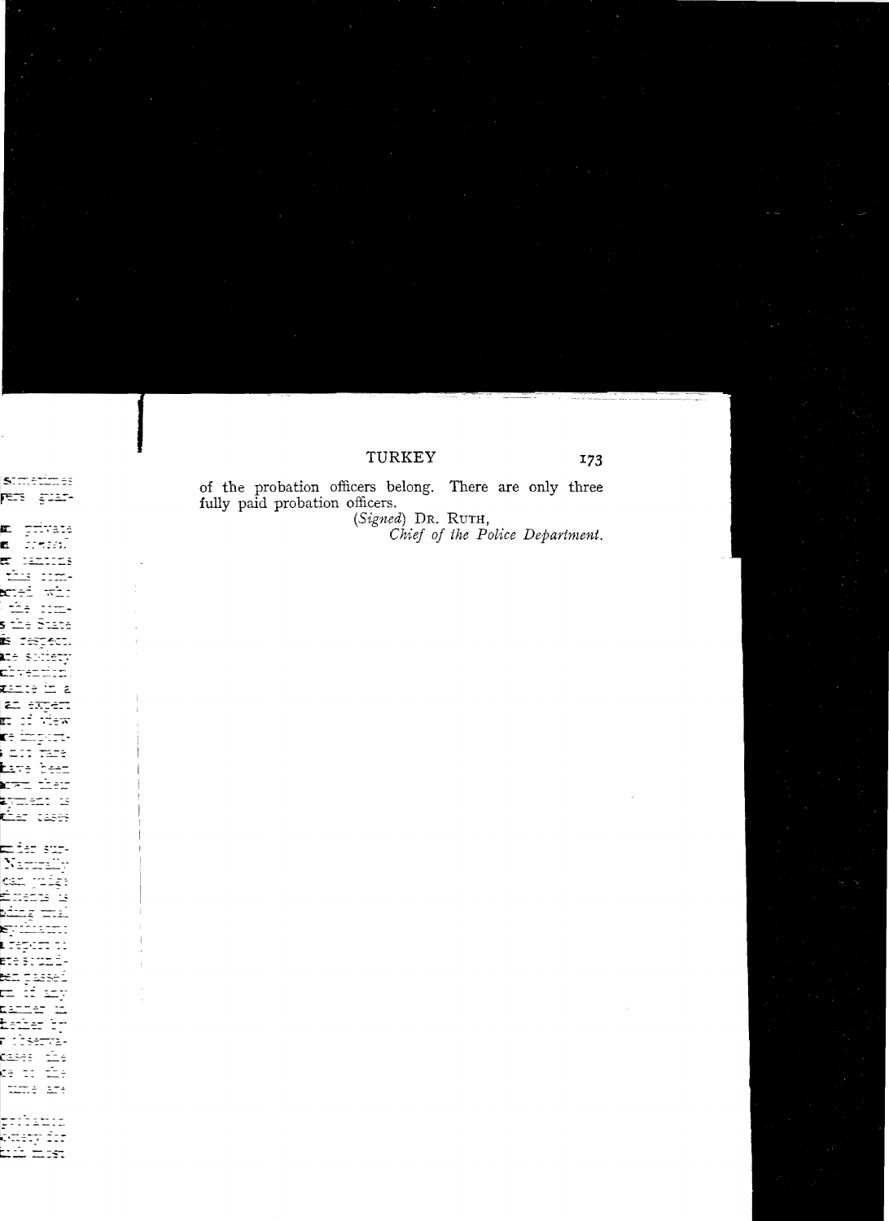of the probation officers belong. There are only three fully paid probation officers.

(*Signed*) Dr. Ruth,
*Chief of the Police Department.*